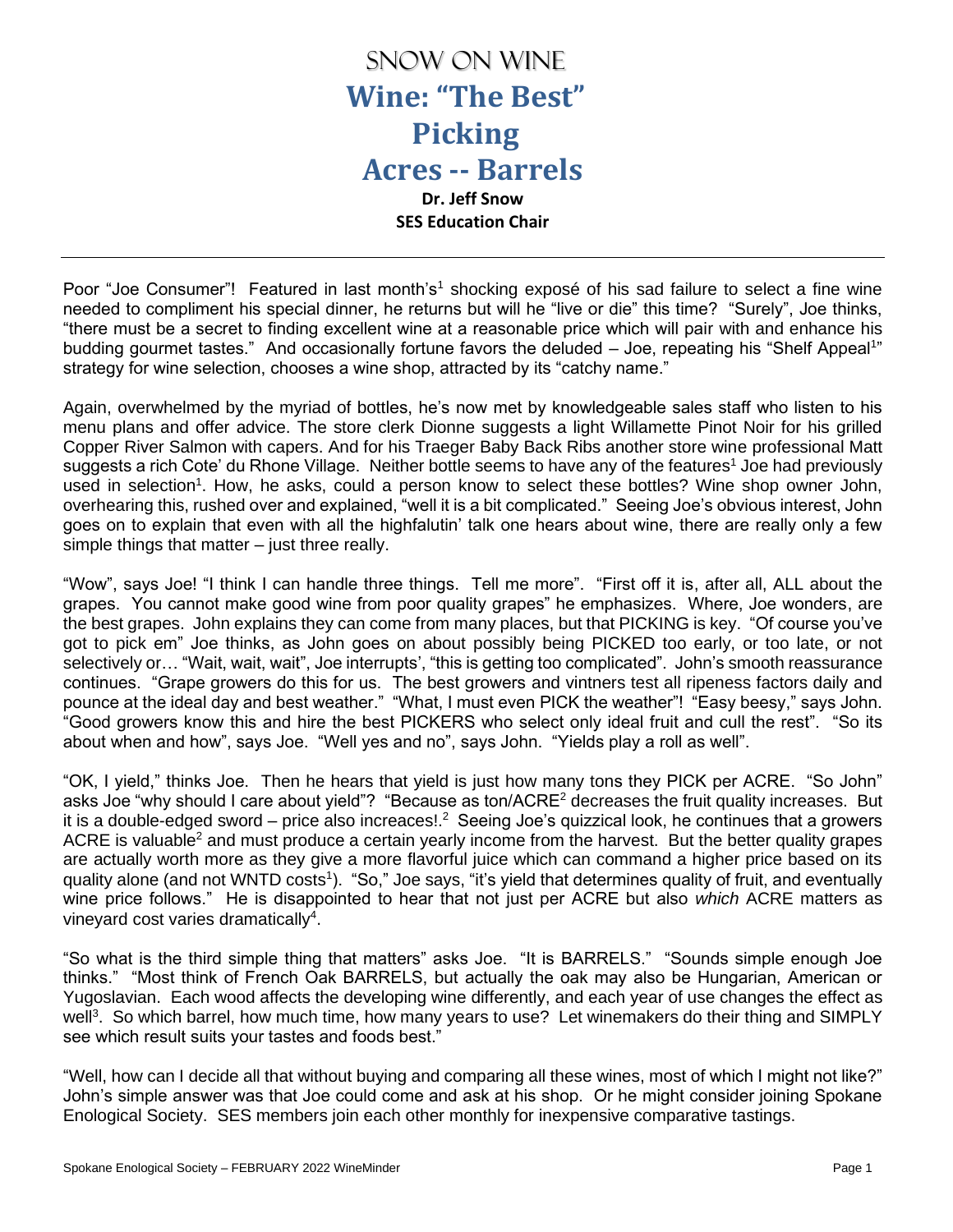# SNOW ON WINE

# Wine: "The Best" Picking Acres -- Barrels

**Dr. Jeff Snow**
**SES Education Chair**

---

Poor "Joe Consumer"! Featured in last month's[1] shocking exposé of his sad failure to select a fine wine needed to compliment his special dinner, he returns but will he "live or die" this time? "Surely", Joe thinks, "there must be a secret to finding excellent wine at a reasonable price which will pair with and enhance his budding gourmet tastes." And occasionally fortune favors the deluded – Joe, repeating his "Shelf Appeal[1]" strategy for wine selection, chooses a wine shop, attracted by its "catchy name."

Again, overwhelmed by the myriad of bottles, he's now met by knowledgeable sales staff who listen to his menu plans and offer advice. The store clerk Dionne suggests a light Willamette Pinot Noir for his grilled Copper River Salmon with capers. And for his Traeger Baby Back Ribs another store wine professional Matt suggests a rich Cote' du Rhone Village. Neither bottle seems to have any of the features[1] Joe had previously used in selection[1]. How, he asks, could a person know to select these bottles? Wine shop owner John, overhearing this, rushed over and explained, "well it is a bit complicated." Seeing Joe's obvious interest, John goes on to explain that even with all the highfalutin' talk one hears about wine, there are really only a few simple things that matter – just three really.

"Wow", says Joe! "I think I can handle three things. Tell me more". "First off it is, after all, ALL about the grapes. You cannot make good wine from poor quality grapes" he emphasizes. Where, Joe wonders, are the best grapes. John explains they can come from many places, but that PICKING is key. "Of course you've got to pick em" Joe thinks, as John goes on about possibly being PICKED too early, or too late, or not selectively or… "Wait, wait, wait", Joe interrupts', "this is getting too complicated". John's smooth reassurance continues. "Grape growers do this for us. The best growers and vintners test all ripeness factors daily and pounce at the ideal day and best weather." "What, I must even PICK the weather"! "Easy beesy," says John. "Good growers know this and hire the best PICKERS who select only ideal fruit and cull the rest". "So its about when and how", says Joe. "Well yes and no", says John. "Yields play a roll as well".

"OK, I yield," thinks Joe. Then he hears that yield is just how many tons they PICK per ACRE. "So John" asks Joe "why should I care about yield"? "Because as ton/ACRE[2] decreases the fruit quality increases. But it is a double-edged sword – price also increaces!.[2] Seeing Joe's quizzical look, he continues that a growers ACRE is valuable[2] and must produce a certain yearly income from the harvest. But the better quality grapes are actually worth more as they give a more flavorful juice which can command a higher price based on its quality alone (and not WNTD costs[1]). "So," Joe says, "it's yield that determines quality of fruit, and eventually wine price follows." He is disappointed to hear that not just per ACRE but also *which* ACRE matters as vineyard cost varies dramatically[4].

"So what is the third simple thing that matters" asks Joe. "It is BARRELS." "Sounds simple enough Joe thinks." "Most think of French Oak BARRELS, but actually the oak may also be Hungarian, American or Yugoslavian. Each wood affects the developing wine differently, and each year of use changes the effect as well[3]. So which barrel, how much time, how many years to use? Let winemakers do their thing and SIMPLY see which result suits your tastes and foods best."

"Well, how can I decide all that without buying and comparing all these wines, most of which I might not like?" John's simple answer was that Joe could come and ask at his shop. Or he might consider joining Spokane Enological Society. SES members join each other monthly for inexpensive comparative tastings.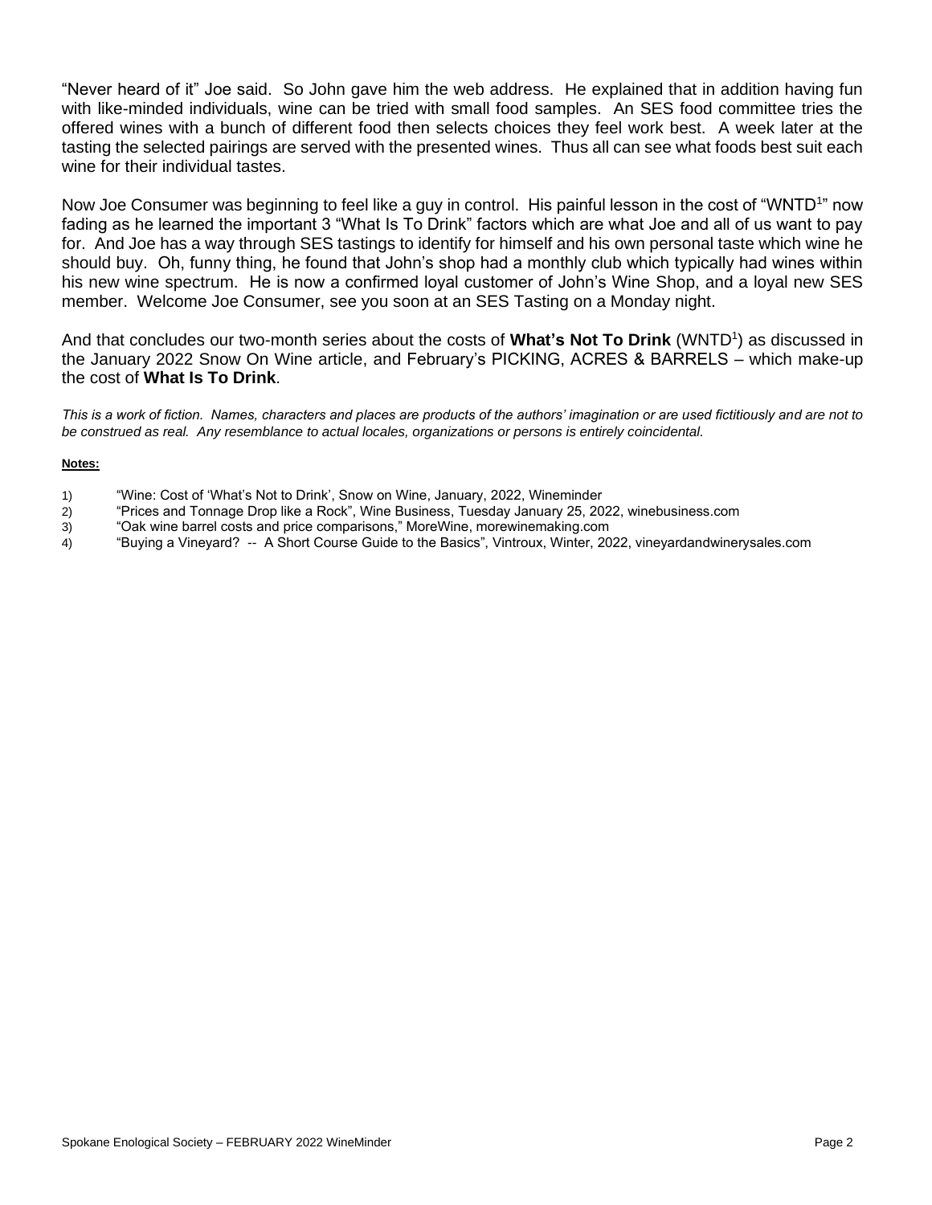"Never heard of it" Joe said. So John gave him the web address. He explained that in addition having fun with like-minded individuals, wine can be tried with small food samples. An SES food committee tries the offered wines with a bunch of different food then selects choices they feel work best. A week later at the tasting the selected pairings are served with the presented wines. Thus all can see what foods best suit each wine for their individual tastes.

Now Joe Consumer was beginning to feel like a guy in control. His painful lesson in the cost of "WNTD[1]" now fading as he learned the important 3 "What Is To Drink" factors which are what Joe and all of us want to pay for. And Joe has a way through SES tastings to identify for himself and his own personal taste which wine he should buy. Oh, funny thing, he found that John's shop had a monthly club which typically had wines within his new wine spectrum. He is now a confirmed loyal customer of John's Wine Shop, and a loyal new SES member. Welcome Joe Consumer, see you soon at an SES Tasting on a Monday night.

And that concludes our two-month series about the costs of **What's Not To Drink** (WNTD[1]) as discussed in the January 2022 Snow On Wine article, and February's PICKING, ACRES & BARRELS – which make-up the cost of **What Is To Drink**.

*This is a work of fiction. Names, characters and places are products of the authors' imagination or are used fictitiously and are not to be construed as real. Any resemblance to actual locales, organizations or persons is entirely coincidental.*

**Notes:**

1) "Wine: Cost of 'What's Not to Drink', Snow on Wine, January, 2022, Wineminder
2) "Prices and Tonnage Drop like a Rock", Wine Business, Tuesday January 25, 2022, winebusiness.com
3) "Oak wine barrel costs and price comparisons," MoreWine, morewinemaking.com
4) "Buying a Vineyard? -- A Short Course Guide to the Basics", Vintroux, Winter, 2022, vineyardandwinerysales.com